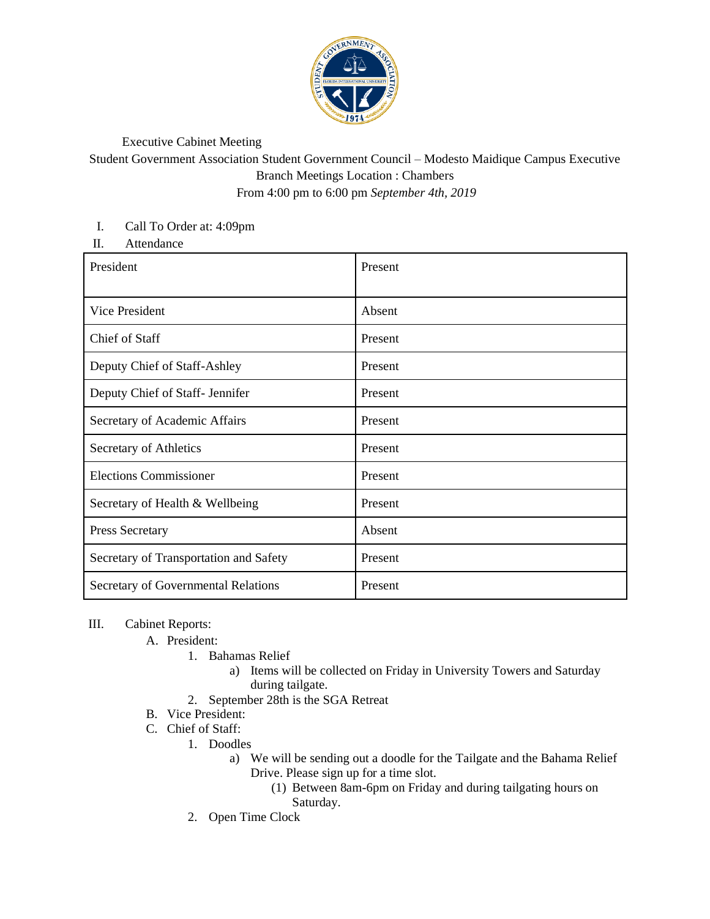Executive Cabinet Meeting

Student Government Association Student Government Council – Modesto Maidique Campus Executive Branch Meetings Location : Chambers

From 4:00 pm to 6:00 pm *September 4th, 2019*

I. Call To Order at: 4:09pm

II. Attendance

| President | Present |
|---|---|
| Vice President | Absent |
| Chief of Staff | Present |
| Deputy Chief of Staff-Ashley | Present |
| Deputy Chief of Staff- Jennifer | Present |
| Secretary of Academic Affairs | Present |
| Secretary of Athletics | Present |
| Elections Commissioner | Present |
| Secretary of Health & Wellbeing | Present |
| Press Secretary | Absent |
| Secretary of Transportation and Safety | Present |
| Secretary of Governmental Relations | Present |

III. Cabinet Reports:

A. President:
   1. Bahamas Relief
      a) Items will be collected on Friday in University Towers and Saturday during tailgate.
   2. September 28th is the SGA Retreat

B. Vice President:

C. Chief of Staff:
   1. Doodles
      a) We will be sending out a doodle for the Tailgate and the Bahama Relief Drive. Please sign up for a time slot.
         (1) Between 8am-6pm on Friday and during tailgating hours on Saturday.
   2. Open Time Clock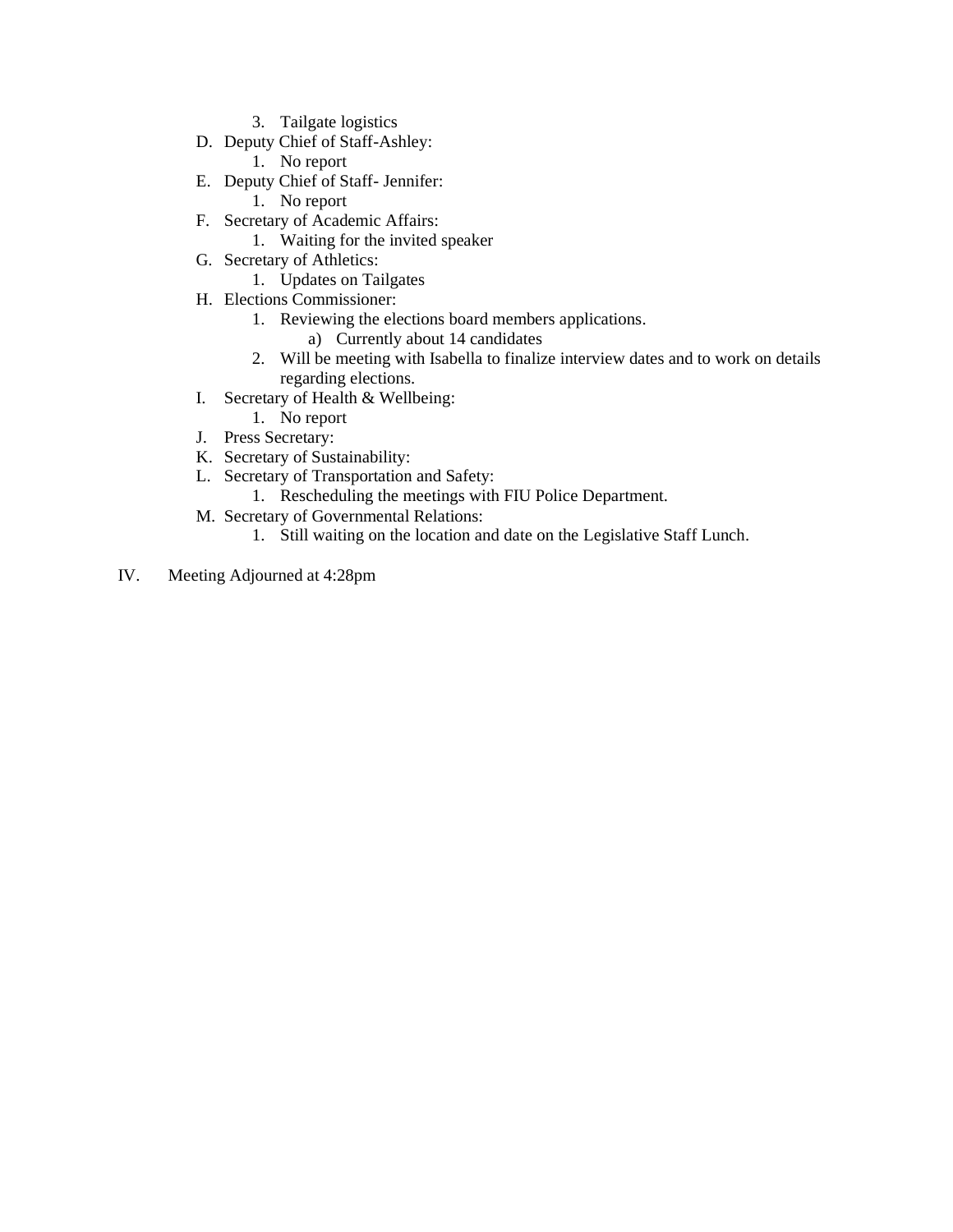3. Tailgate logistics

D. Deputy Chief of Staff-Ashley:
   1. No report

E. Deputy Chief of Staff- Jennifer:
   1. No report

F. Secretary of Academic Affairs:
   1. Waiting for the invited speaker

G. Secretary of Athletics:
   1. Updates on Tailgates

H. Elections Commissioner:
   1. Reviewing the elections board members applications.
      a) Currently about 14 candidates
   2. Will be meeting with Isabella to finalize interview dates and to work on details regarding elections.

I. Secretary of Health & Wellbeing:
   1. No report

J. Press Secretary:

K. Secretary of Sustainability:

L. Secretary of Transportation and Safety:
   1. Rescheduling the meetings with FIU Police Department.

M. Secretary of Governmental Relations:
   1. Still waiting on the location and date on the Legislative Staff Lunch.

IV. Meeting Adjourned at 4:28pm